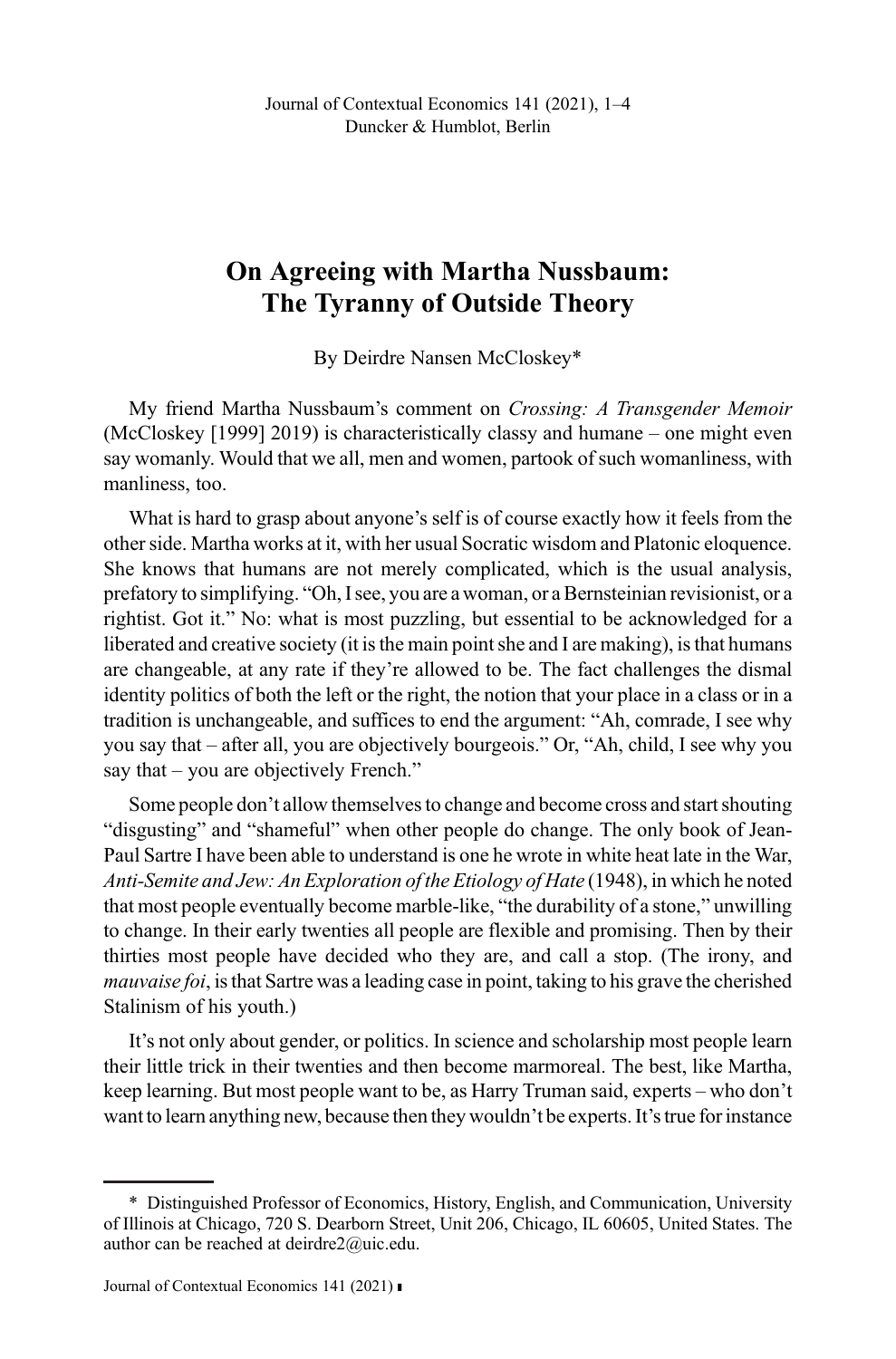# On Agreeing with Martha Nussbaum: The Tyranny of Outside Theory

By Deirdre Nansen McCloskey*

My friend Martha Nussbaum's comment on *Crossing: A Transgender Memoir* (McCloskey [1999] 2019) is characteristically classy and humane – one might even say womanly. Would that we all, men and women, partook of such womanliness, with manliness, too.

What is hard to grasp about anyone's self is of course exactly how it feels from the other side. Martha works at it, with her usual Socratic wisdom and Platonic eloquence. She knows that humans are not merely complicated, which is the usual analysis, prefatory to simplifying. "Oh, I see, you are a woman, or a Bernsteinian revisionist, or a rightist. Got it." No: what is most puzzling, but essential to be acknowledged for a liberated and creative society (it is the main point she and I are making), is that humans are changeable, at any rate if they're allowed to be. The fact challenges the dismal identity politics of both the left or the right, the notion that your place in a class or in a tradition is unchangeable, and suffices to end the argument: "Ah, comrade, I see why you say that – after all, you are objectively bourgeois." Or, "Ah, child, I see why you say that – you are objectively French."

Some people don't allow themselves to change and become cross and start shouting "disgusting" and "shameful" when other people do change. The only book of Jean-Paul Sartre I have been able to understand is one he wrote in white heat late in the War, *Anti-Semite and Jew: An Exploration of the Etiology of Hate* (1948), in which he noted that most people eventually become marble-like, "the durability of a stone," unwilling to change. In their early twenties all people are flexible and promising. Then by their thirties most people have decided who they are, and call a stop. (The irony, and *mauvaise foi*, is that Sartre was a leading case in point, taking to his grave the cherished Stalinism of his youth.)

It's not only about gender, or politics. In science and scholarship most people learn their little trick in their twenties and then become marmoreal. The best, like Martha, keep learning. But most people want to be, as Harry Truman said, experts – who don't want to learn anything new, because then they wouldn't be experts. It's true for instance

\* Distinguished Professor of Economics, History, English, and Communication, University of Illinois at Chicago, 720 S. Dearborn Street, Unit 206, Chicago, IL 60605, United States. The author can be reached at deirdre2@uic.edu.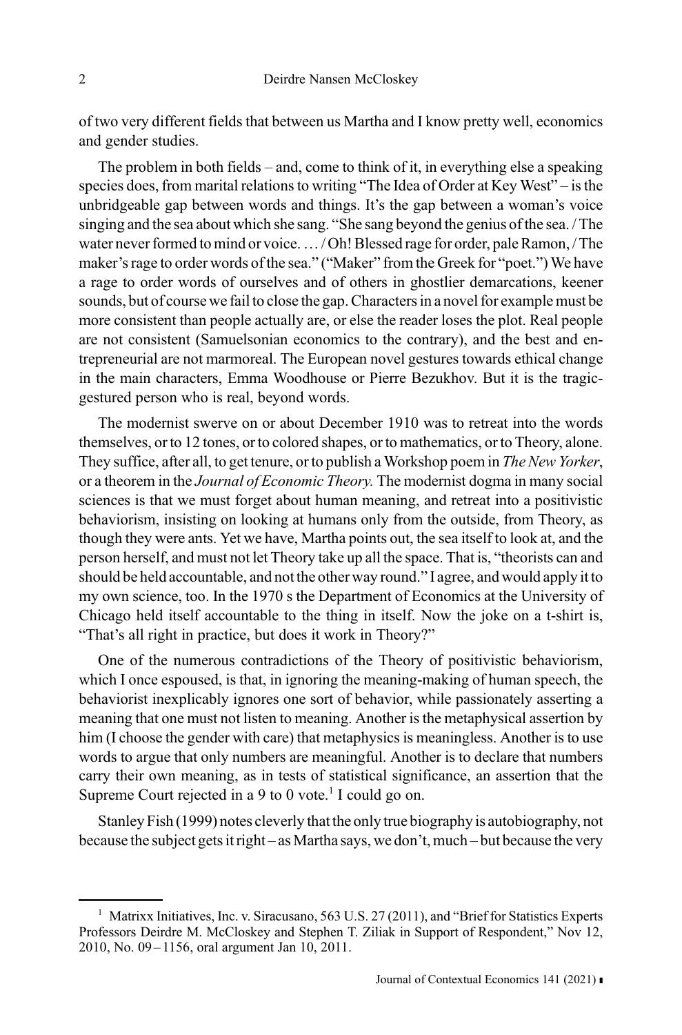of two very different fields that between us Martha and I know pretty well, economics and gender studies.

The problem in both fields – and, come to think of it, in everything else a speaking species does, from marital relations to writing "The Idea of Order at Key West" – is the unbridgeable gap between words and things. It's the gap between a woman's voice singing and the sea about which she sang. "She sang beyond the genius of the sea. / The water never formed to mind or voice. … / Oh! Blessed rage for order, pale Ramon, / The maker's rage to order words of the sea." ("Maker" from the Greek for "poet.") We have a rage to order words of ourselves and of others in ghostlier demarcations, keener sounds, but of course we fail to close the gap. Characters in a novel for example must be more consistent than people actually are, or else the reader loses the plot. Real people are not consistent (Samuelsonian economics to the contrary), and the best and entrepreneurial are not marmoreal. The European novel gestures towards ethical change in the main characters, Emma Woodhouse or Pierre Bezukhov. But it is the tragic-gestured person who is real, beyond words.

The modernist swerve on or about December 1910 was to retreat into the words themselves, or to 12 tones, or to colored shapes, or to mathematics, or to Theory, alone. They suffice, after all, to get tenure, or to publish a Workshop poem in *The New Yorker*, or a theorem in the *Journal of Economic Theory.* The modernist dogma in many social sciences is that we must forget about human meaning, and retreat into a positivistic behaviorism, insisting on looking at humans only from the outside, from Theory, as though they were ants. Yet we have, Martha points out, the sea itself to look at, and the person herself, and must not let Theory take up all the space. That is, "theorists can and should be held accountable, and not the other way round." I agree, and would apply it to my own science, too. In the 1970 s the Department of Economics at the University of Chicago held itself accountable to the thing in itself. Now the joke on a t-shirt is, "That's all right in practice, but does it work in Theory?"

One of the numerous contradictions of the Theory of positivistic behaviorism, which I once espoused, is that, in ignoring the meaning-making of human speech, the behaviorist inexplicably ignores one sort of behavior, while passionately asserting a meaning that one must not listen to meaning. Another is the metaphysical assertion by him (I choose the gender with care) that metaphysics is meaningless. Another is to use words to argue that only numbers are meaningful. Another is to declare that numbers carry their own meaning, as in tests of statistical significance, an assertion that the Supreme Court rejected in a 9 to 0 vote.[1] I could go on.

Stanley Fish (1999) notes cleverly that the only true biography is autobiography, not because the subject gets it right – as Martha says, we don't, much – but because the very

---

[1] Matrixx Initiatives, Inc. v. Siracusano, 563 U.S. 27 (2011), and "Brief for Statistics Experts Professors Deirdre M. McCloskey and Stephen T. Ziliak in Support of Respondent," Nov 12, 2010, No. 09 – 1156, oral argument Jan 10, 2011.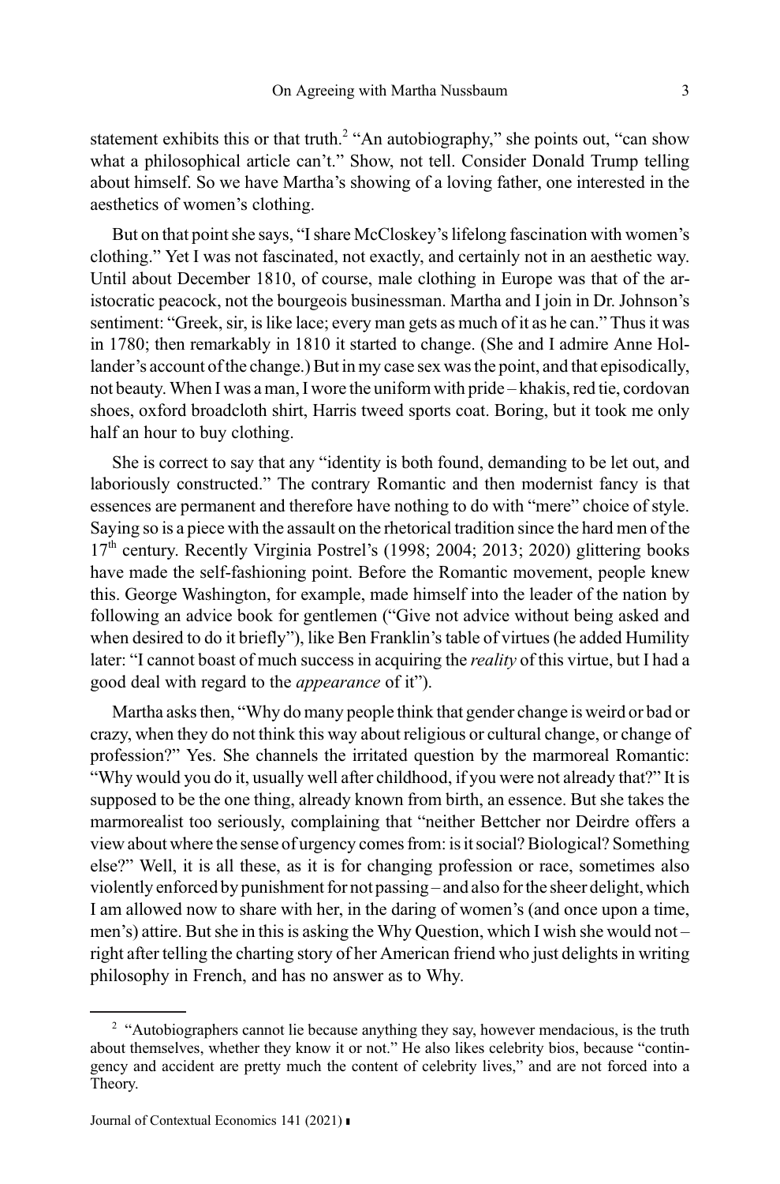statement exhibits this or that truth.[2] "An autobiography," she points out, "can show what a philosophical article can't." Show, not tell. Consider Donald Trump telling about himself. So we have Martha's showing of a loving father, one interested in the aesthetics of women's clothing.

But on that point she says, "I share McCloskey's lifelong fascination with women's clothing." Yet I was not fascinated, not exactly, and certainly not in an aesthetic way. Until about December 1810, of course, male clothing in Europe was that of the aristocratic peacock, not the bourgeois businessman. Martha and I join in Dr. Johnson's sentiment: "Greek, sir, is like lace; every man gets as much of it as he can." Thus it was in 1780; then remarkably in 1810 it started to change. (She and I admire Anne Hollander's account of the change.) But in my case sex was the point, and that episodically, not beauty. When I was a man, I wore the uniform with pride – khakis, red tie, cordovan shoes, oxford broadcloth shirt, Harris tweed sports coat. Boring, but it took me only half an hour to buy clothing.

She is correct to say that any "identity is both found, demanding to be let out, and laboriously constructed." The contrary Romantic and then modernist fancy is that essences are permanent and therefore have nothing to do with "mere" choice of style. Saying so is a piece with the assault on the rhetorical tradition since the hard men of the 17th century. Recently Virginia Postrel's (1998; 2004; 2013; 2020) glittering books have made the self-fashioning point. Before the Romantic movement, people knew this. George Washington, for example, made himself into the leader of the nation by following an advice book for gentlemen ("Give not advice without being asked and when desired to do it briefly"), like Ben Franklin's table of virtues (he added Humility later: "I cannot boast of much success in acquiring the *reality* of this virtue, but I had a good deal with regard to the *appearance* of it").

Martha asks then, "Why do many people think that gender change is weird or bad or crazy, when they do not think this way about religious or cultural change, or change of profession?" Yes. She channels the irritated question by the marmoreal Romantic: "Why would you do it, usually well after childhood, if you were not already that?" It is supposed to be the one thing, already known from birth, an essence. But she takes the marmorealist too seriously, complaining that "neither Bettcher nor Deirdre offers a view about where the sense of urgency comes from: is it social? Biological? Something else?" Well, it is all these, as it is for changing profession or race, sometimes also violently enforced by punishment for not passing – and also for the sheer delight, which I am allowed now to share with her, in the daring of women's (and once upon a time, men's) attire. But she in this is asking the Why Question, which I wish she would not – right after telling the charting story of her American friend who just delights in writing philosophy in French, and has no answer as to Why.

---

[2] "Autobiographers cannot lie because anything they say, however mendacious, is the truth about themselves, whether they know it or not." He also likes celebrity bios, because "contingency and accident are pretty much the content of celebrity lives," and are not forced into a Theory.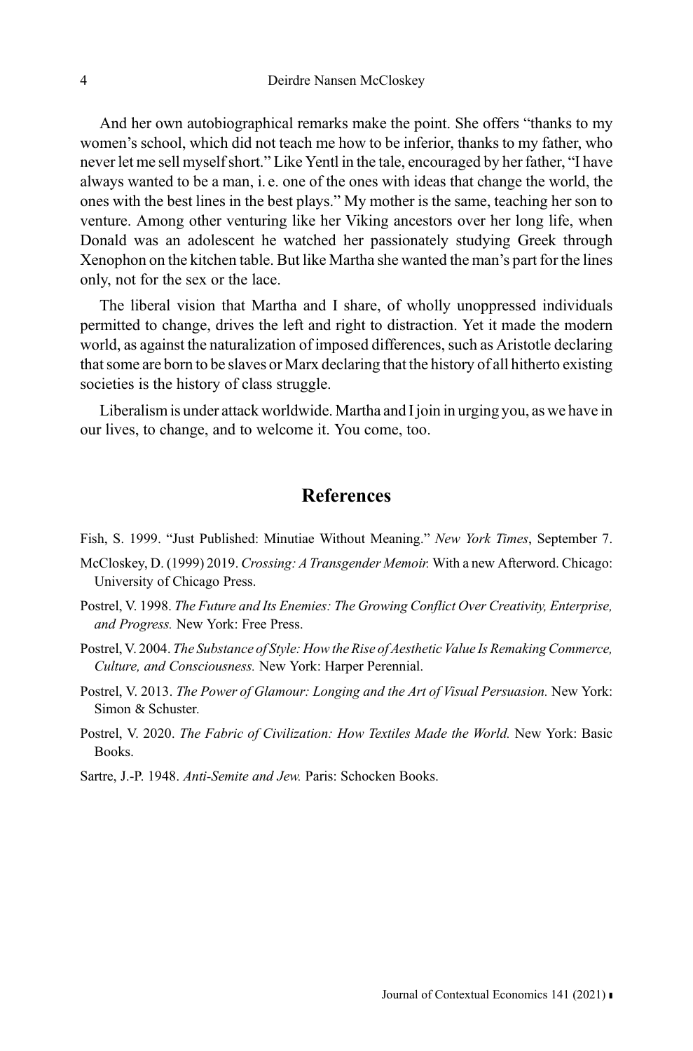And her own autobiographical remarks make the point. She offers "thanks to my women's school, which did not teach me how to be inferior, thanks to my father, who never let me sell myself short." Like Yentl in the tale, encouraged by her father, "I have always wanted to be a man, i. e. one of the ones with ideas that change the world, the ones with the best lines in the best plays." My mother is the same, teaching her son to venture. Among other venturing like her Viking ancestors over her long life, when Donald was an adolescent he watched her passionately studying Greek through Xenophon on the kitchen table. But like Martha she wanted the man's part for the lines only, not for the sex or the lace.

The liberal vision that Martha and I share, of wholly unoppressed individuals permitted to change, drives the left and right to distraction. Yet it made the modern world, as against the naturalization of imposed differences, such as Aristotle declaring that some are born to be slaves or Marx declaring that the history of all hitherto existing societies is the history of class struggle.

Liberalism is under attack worldwide. Martha and I join in urging you, as we have in our lives, to change, and to welcome it. You come, too.

## References

Fish, S. 1999. "Just Published: Minutiae Without Meaning." *New York Times*, September 7.

McCloskey, D. (1999) 2019. *Crossing: A Transgender Memoir.* With a new Afterword. Chicago: University of Chicago Press.

Postrel, V. 1998. *The Future and Its Enemies: The Growing Conflict Over Creativity, Enterprise, and Progress.* New York: Free Press.

Postrel, V. 2004. *The Substance of Style: How the Rise of Aesthetic Value Is Remaking Commerce, Culture, and Consciousness.* New York: Harper Perennial.

Postrel, V. 2013. *The Power of Glamour: Longing and the Art of Visual Persuasion.* New York: Simon & Schuster.

Postrel, V. 2020. *The Fabric of Civilization: How Textiles Made the World.* New York: Basic Books.

Sartre, J.-P. 1948. *Anti-Semite and Jew.* Paris: Schocken Books.